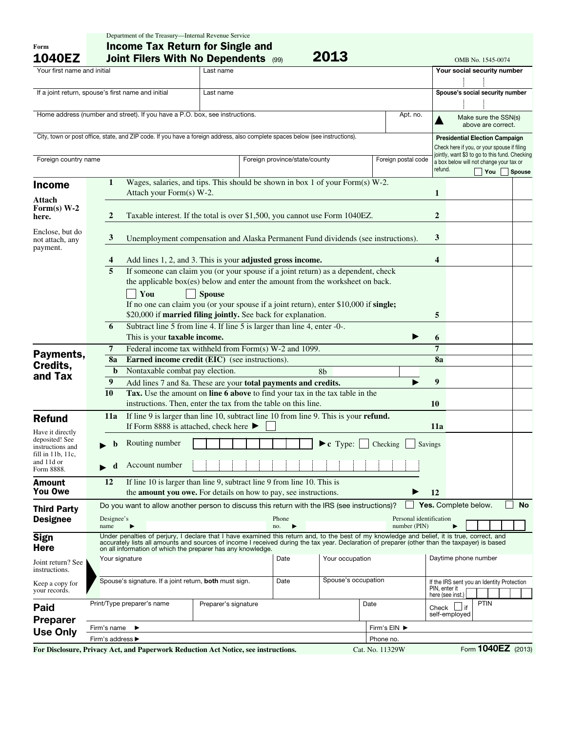Department of the Treasury—Internal Revenue Service

Form **1040EZ**

# Income Tax Return for Single and Joint Filers With No Dependents (99) 2013

OMB No. 1545-0074

| Your first name and initial | Last name | Your social security number |
|---|---|---|
| If a joint return, spouse's first name and initial | Last name | Spouse's social security number |
| Home address (number and street). If you have a P.O. box, see instructions. | Apt. no. | ▲ Make sure the SSN(s) above are correct. |
| City, town or post office, state, and ZIP code. If you have a foreign address, also complete spaces below (see instructions). | | **Presidential Election Campaign** Check here if you, or your spouse if filing jointly, want $3 to go to this fund. Checking a box below will not change your tax or refund. ☐ You ☐ Spouse |
| Foreign country name | Foreign province/state/county / Foreign postal code | |

## Income

Attach Form(s) W-2 here.

Enclose, but do not attach, any payment.

| Line | Description | Line | Amount |
|---|---|---|---|
| 1 | Wages, salaries, and tips. This should be shown in box 1 of your Form(s) W-2. Attach your Form(s) W-2. | 1 | |
| 2 | Taxable interest. If the total is over $1,500, you cannot use Form 1040EZ. | 2 | |
| 3 | Unemployment compensation and Alaska Permanent Fund dividends (see instructions). | 3 | |
| 4 | Add lines 1, 2, and 3. This is your **adjusted gross income.** | 4 | |
| 5 | If someone can claim you (or your spouse if a joint return) as a dependent, check the applicable box(es) below and enter the amount from the worksheet on back. ☐ You ☐ Spouse If no one can claim you (or your spouse if a joint return), enter $10,000 if **single;** $20,000 if **married filing jointly.** See back for explanation. | 5 | |
| 6 | Subtract line 5 from line 4. If line 5 is larger than line 4, enter -0-. This is your **taxable income.** ▶ | 6 | |

## Payments, Credits, and Tax

| Line | Description | Line | Amount |
|---|---|---|---|
| 7 | Federal income tax withheld from Form(s) W-2 and 1099. | 7 | |
| 8a | **Earned income credit (EIC)** (see instructions). | 8a | |
| b | Nontaxable combat pay election. 8b | | |
| 9 | Add lines 7 and 8a. These are your **total payments and credits.** ▶ | 9 | |
| 10 | **Tax.** Use the amount on **line 6 above** to find your tax in the tax table in the instructions. Then, enter the tax from the table on this line. | 10 | |

## Refund

Have it directly deposited! See instructions and fill in 11b, 11c, and 11d or Form 8888.

| Line | Description | Line | Amount |
|---|---|---|---|
| 11a | If line 9 is larger than line 10, subtract line 10 from line 9. This is your **refund.** If Form 8888 is attached, check here ▶ ☐ | 11a | |
| ▶ b | Routing number ▶ c Type: ☐ Checking ☐ Savings | | |
| ▶ d | Account number | | |

## Amount You Owe

| Line | Description | Line | Amount |
|---|---|---|---|
| 12 | If line 10 is larger than line 9, subtract line 9 from line 10. This is the **amount you owe.** For details on how to pay, see instructions. ▶ | 12 | |

## Third Party Designee

Do you want to allow another person to discuss this return with the IRS (see instructions)? ☐ **Yes.** Complete below. ☐ **No**

Designee's name ▶ Phone no. ▶ Personal identification number (PIN) ▶

## Sign Here

Under penalties of perjury, I declare that I have examined this return and, to the best of my knowledge and belief, it is true, correct, and accurately lists all amounts and sources of income I received during the tax year. Declaration of preparer (other than the taxpayer) is based on all information of which the preparer has any knowledge.

Joint return? See instructions.

Keep a copy for your records.

| Your signature | Date | Your occupation | Daytime phone number |
|---|---|---|---|
| Spouse's signature. If a joint return, **both** must sign. | Date | Spouse's occupation | If the IRS sent you an Identity Protection PIN, enter it here (see inst.) |

## Paid Preparer Use Only

| Print/Type preparer's name | Preparer's signature | Date | Check ☐ if self-employed | PTIN |
|---|---|---|---|---|
| Firm's name ▶ | | Firm's EIN ▶ | | |
| Firm's address ▶ | | Phone no. | | |

**For Disclosure, Privacy Act, and Paperwork Reduction Act Notice, see instructions.** Cat. No. 11329W Form **1040EZ** (2013)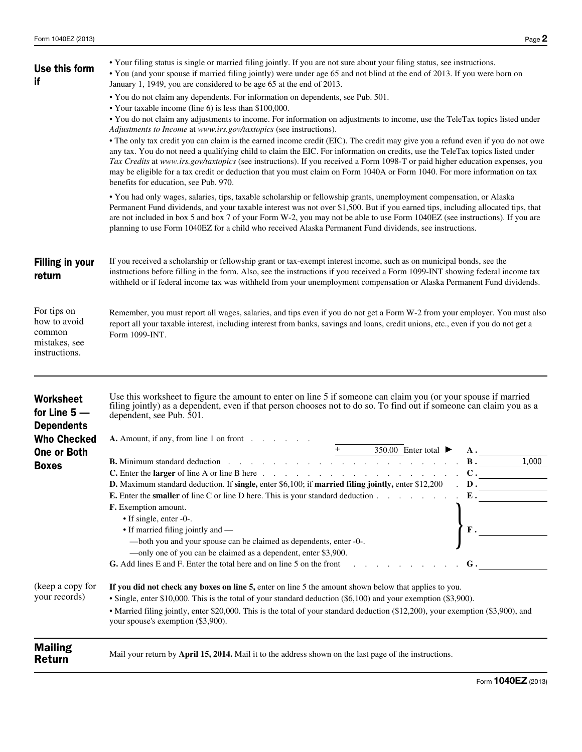## Use this form if

- Your filing status is single or married filing jointly. If you are not sure about your filing status, see instructions.
- You (and your spouse if married filing jointly) were under age 65 and not blind at the end of 2013. If you were born on January 1, 1949, you are considered to be age 65 at the end of 2013.
- You do not claim any dependents. For information on dependents, see Pub. 501.
- Your taxable income (line 6) is less than $100,000.
- You do not claim any adjustments to income. For information on adjustments to income, use the TeleTax topics listed under *Adjustments to Income* at *www.irs.gov/taxtopics* (see instructions).
- The only tax credit you can claim is the earned income credit (EIC). The credit may give you a refund even if you do not owe any tax. You do not need a qualifying child to claim the EIC. For information on credits, use the TeleTax topics listed under *Tax Credits* at *www.irs.gov/taxtopics* (see instructions). If you received a Form 1098-T or paid higher education expenses, you may be eligible for a tax credit or deduction that you must claim on Form 1040A or Form 1040. For more information on tax benefits for education, see Pub. 970.
- You had only wages, salaries, tips, taxable scholarship or fellowship grants, unemployment compensation, or Alaska Permanent Fund dividends, and your taxable interest was not over $1,500. But if you earned tips, including allocated tips, that are not included in box 5 and box 7 of your Form W-2, you may not be able to use Form 1040EZ (see instructions). If you are planning to use Form 1040EZ for a child who received Alaska Permanent Fund dividends, see instructions.

## Filling in your return

If you received a scholarship or fellowship grant or tax-exempt interest income, such as on municipal bonds, see the instructions before filling in the form. Also, see the instructions if you received a Form 1099-INT showing federal income tax withheld or if federal income tax was withheld from your unemployment compensation or Alaska Permanent Fund dividends.

For tips on how to avoid common mistakes, see instructions.

Remember, you must report all wages, salaries, and tips even if you do not get a Form W-2 from your employer. You must also report all your taxable interest, including interest from banks, savings and loans, credit unions, etc., even if you do not get a Form 1099-INT.

## Worksheet for Line 5 — Dependents Who Checked One or Both Boxes

Use this worksheet to figure the amount to enter on line 5 if someone can claim you (or your spouse if married filing jointly) as a dependent, even if that person chooses not to do so. To find out if someone can claim you as a dependent, see Pub. 501.

**A.** Amount, if any, from line 1 on front . . . . . . . + 350.00 Enter total ► **A.** ______

**B.** Minimum standard deduction . . . . . . . . . . . . . . . . . . . . . . **B.** 1,000

**C.** Enter the **larger** of line A or line B here . . . . . . . . . . . . . . . . . . . . **C.** ______

**D.** Maximum standard deduction. If **single,** enter $6,100; if **married filing jointly,** enter $12,200 . **D.** ______

**E.** Enter the **smaller** of line C or line D here. This is your standard deduction . . . . . . . . **E.** ______

**F.** Exemption amount.
- If single, enter -0-.
- If married filing jointly and —
  - —both you and your spouse can be claimed as dependents, enter -0-.
  - —only one of you can be claimed as a dependent, enter $3,900.

**F.** ______

**G.** Add lines E and F. Enter the total here and on line 5 on the front . . . . . . . . . . . **G.** ______

(keep a copy for your records)

**If you did not check any boxes on line 5,** enter on line 5 the amount shown below that applies to you.
- Single, enter $10,000. This is the total of your standard deduction ($6,100) and your exemption ($3,900).
- Married filing jointly, enter $20,000. This is the total of your standard deduction ($12,200), your exemption ($3,900), and your spouse's exemption ($3,900).

## Mailing Return

Mail your return by **April 15, 2014.** Mail it to the address shown on the last page of the instructions.